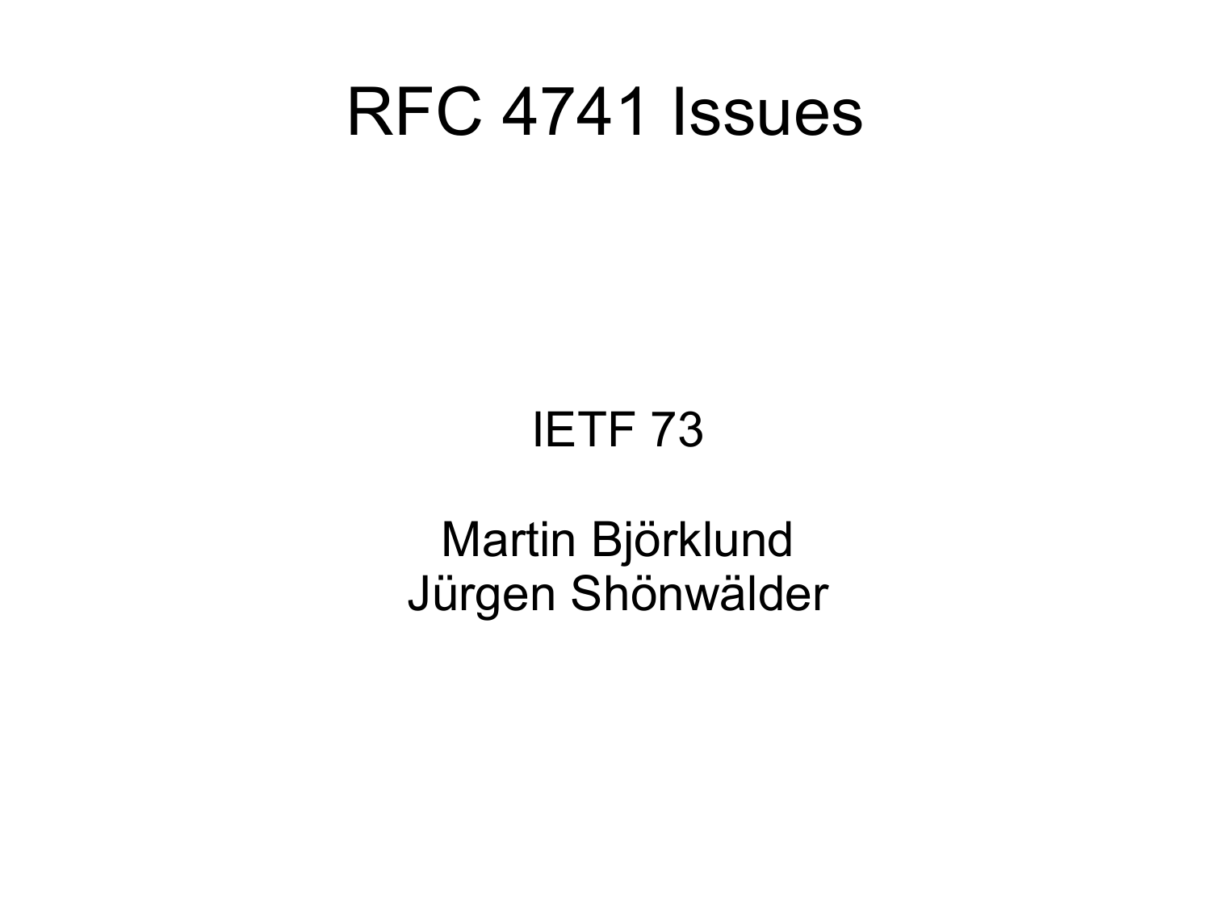# RFC 4741 Issues

IETF 73

Martin Björklund
Jürgen Shönwälder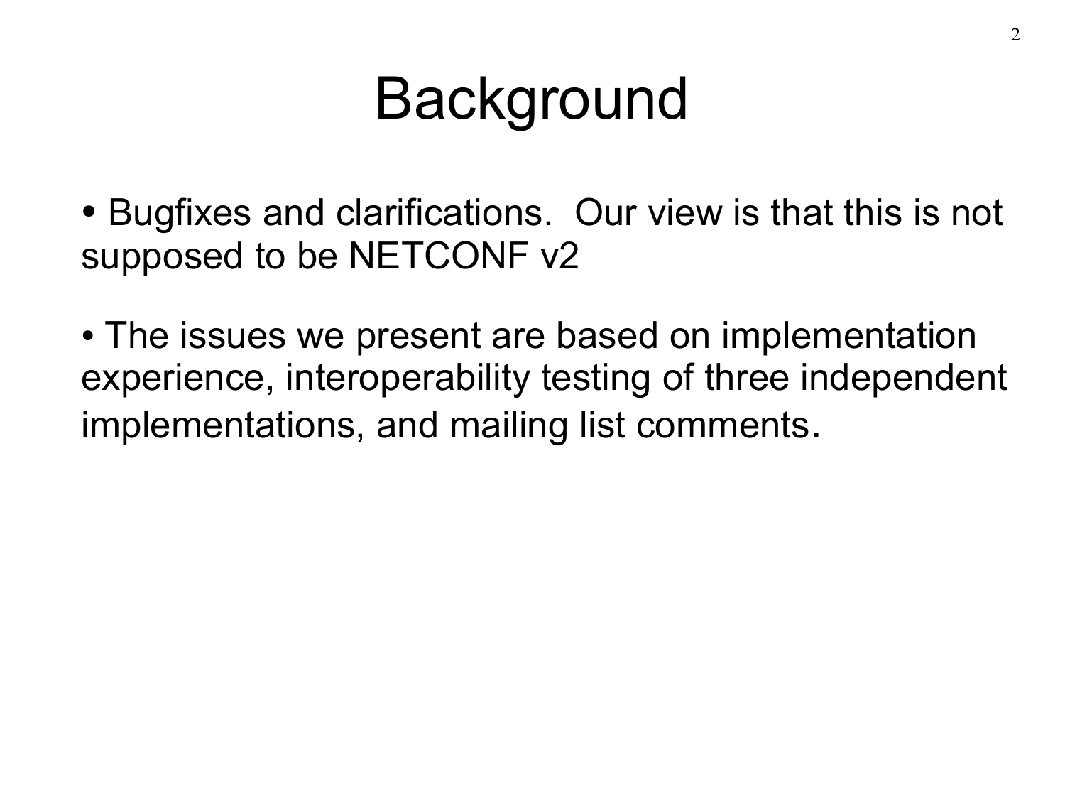# Background

- Bugfixes and clarifications.  Our view is that this is not supposed to be NETCONF v2

- The issues we present are based on implementation experience, interoperability testing of three independent implementations, and mailing list comments.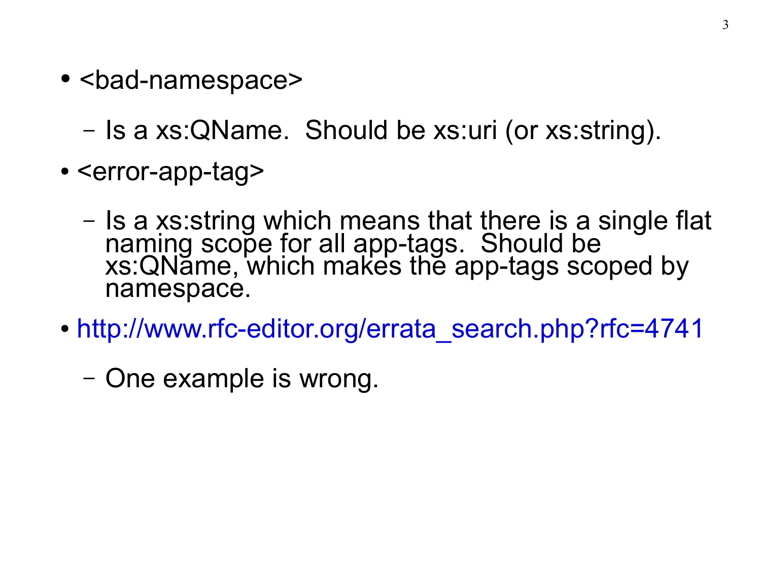- <bad-namespace>
  - Is a xs:QName.  Should be xs:uri (or xs:string).
- <error-app-tag>
  - Is a xs:string which means that there is a single flat naming scope for all app-tags.  Should be xs:QName, which makes the app-tags scoped by namespace.
- http://www.rfc-editor.org/errata_search.php?rfc=4741
  - One example is wrong.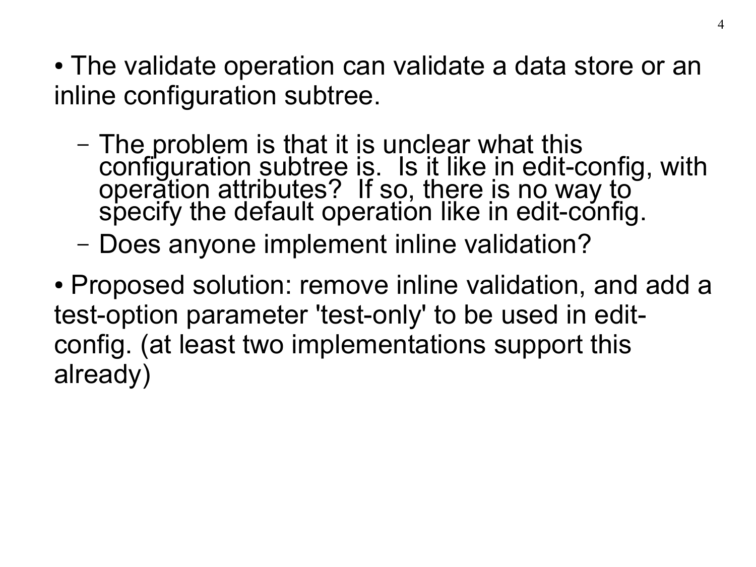- The validate operation can validate a data store or an inline configuration subtree.
  - The problem is that it is unclear what this configuration subtree is. Is it like in edit-config, with operation attributes? If so, there is no way to specify the default operation like in edit-config.
  - Does anyone implement inline validation?
- Proposed solution: remove inline validation, and add a test-option parameter 'test-only' to be used in edit-config. (at least two implementations support this already)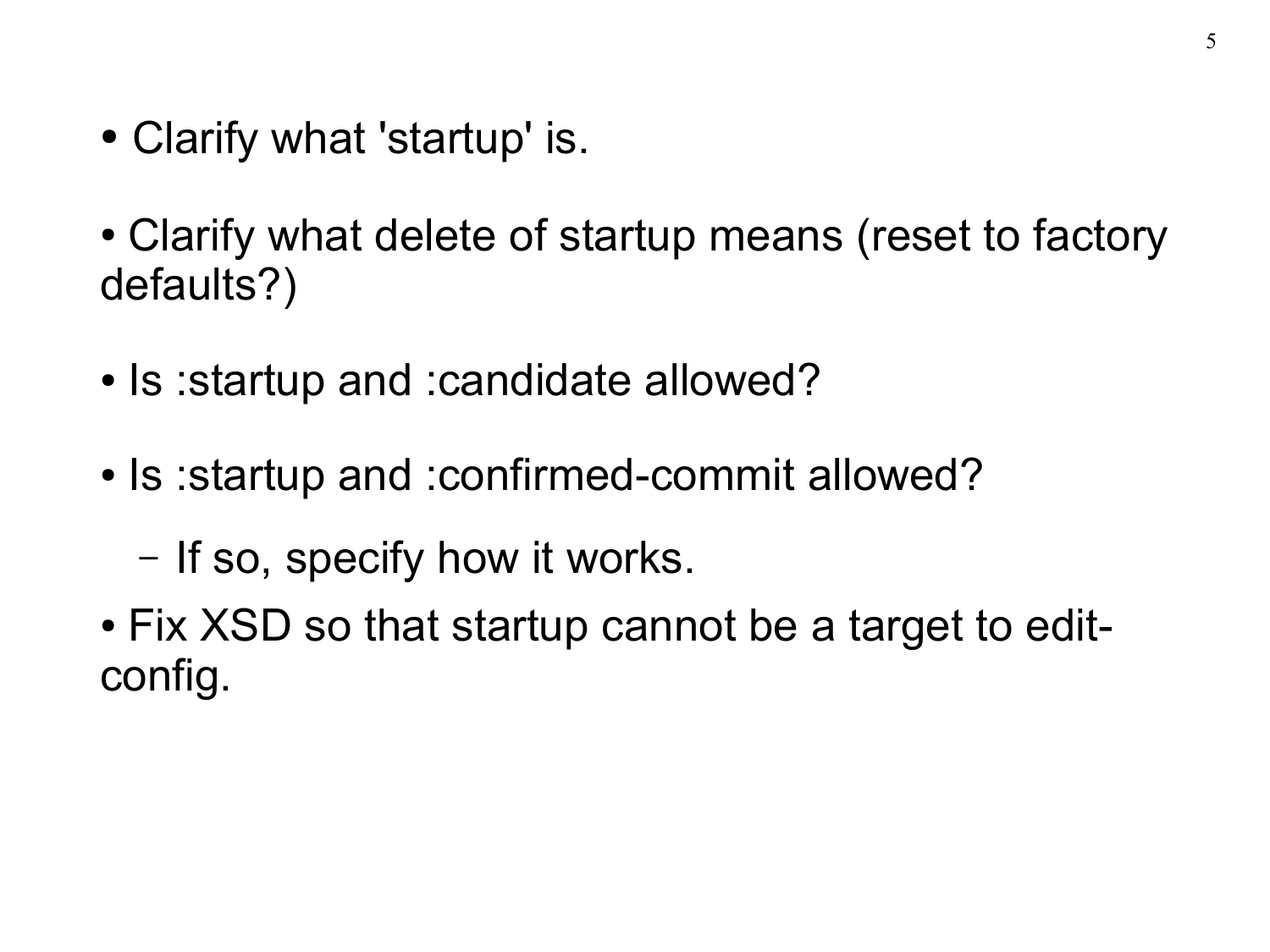- Clarify what 'startup' is.
- Clarify what delete of startup means (reset to factory defaults?)
- Is :startup and :candidate allowed?
- Is :startup and :confirmed-commit allowed?
  - If so, specify how it works.
- Fix XSD so that startup cannot be a target to edit-config.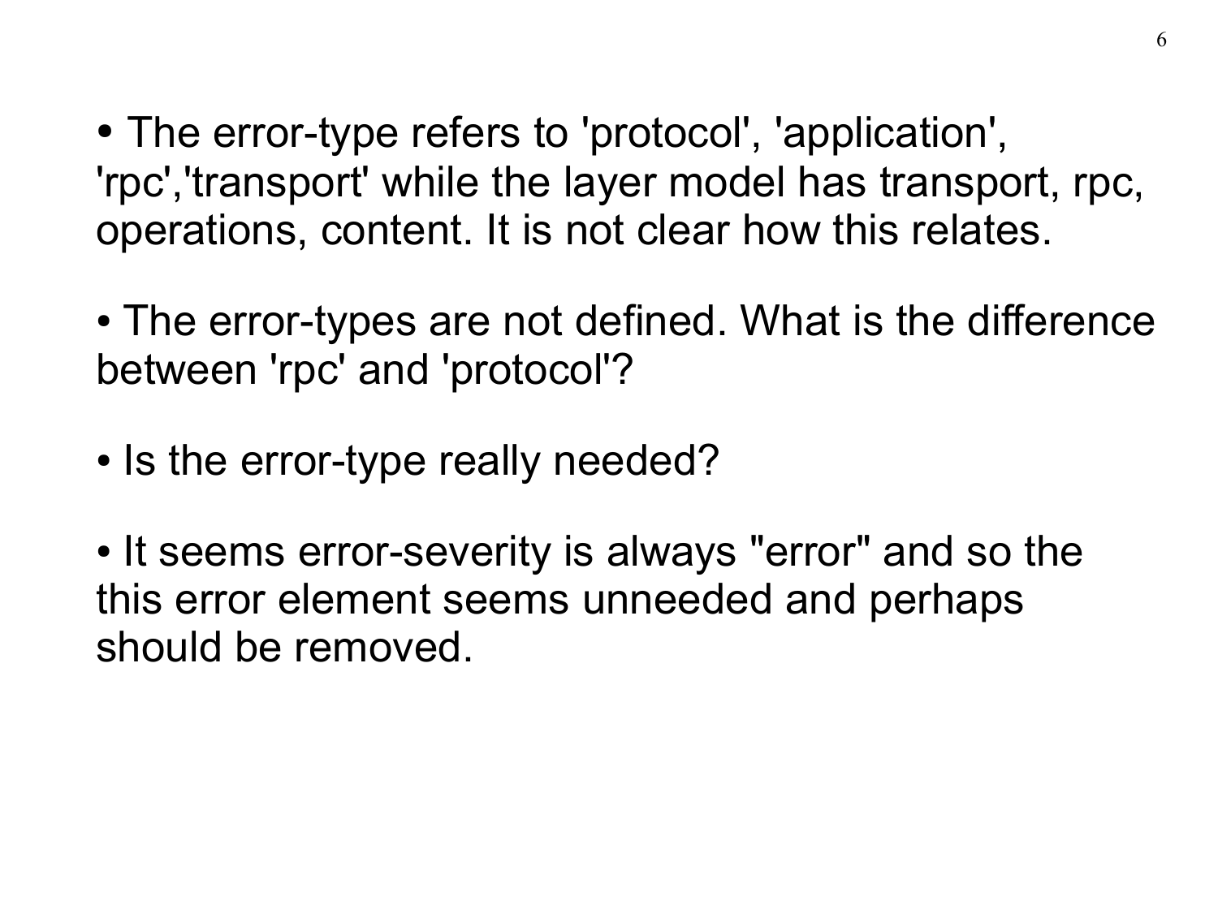- The error-type refers to 'protocol', 'application', 'rpc','transport' while the layer model has transport, rpc, operations, content. It is not clear how this relates.

- The error-types are not defined. What is the difference between 'rpc' and 'protocol'?

- Is the error-type really needed?

- It seems error-severity is always "error" and so the this error element seems unneeded and perhaps should be removed.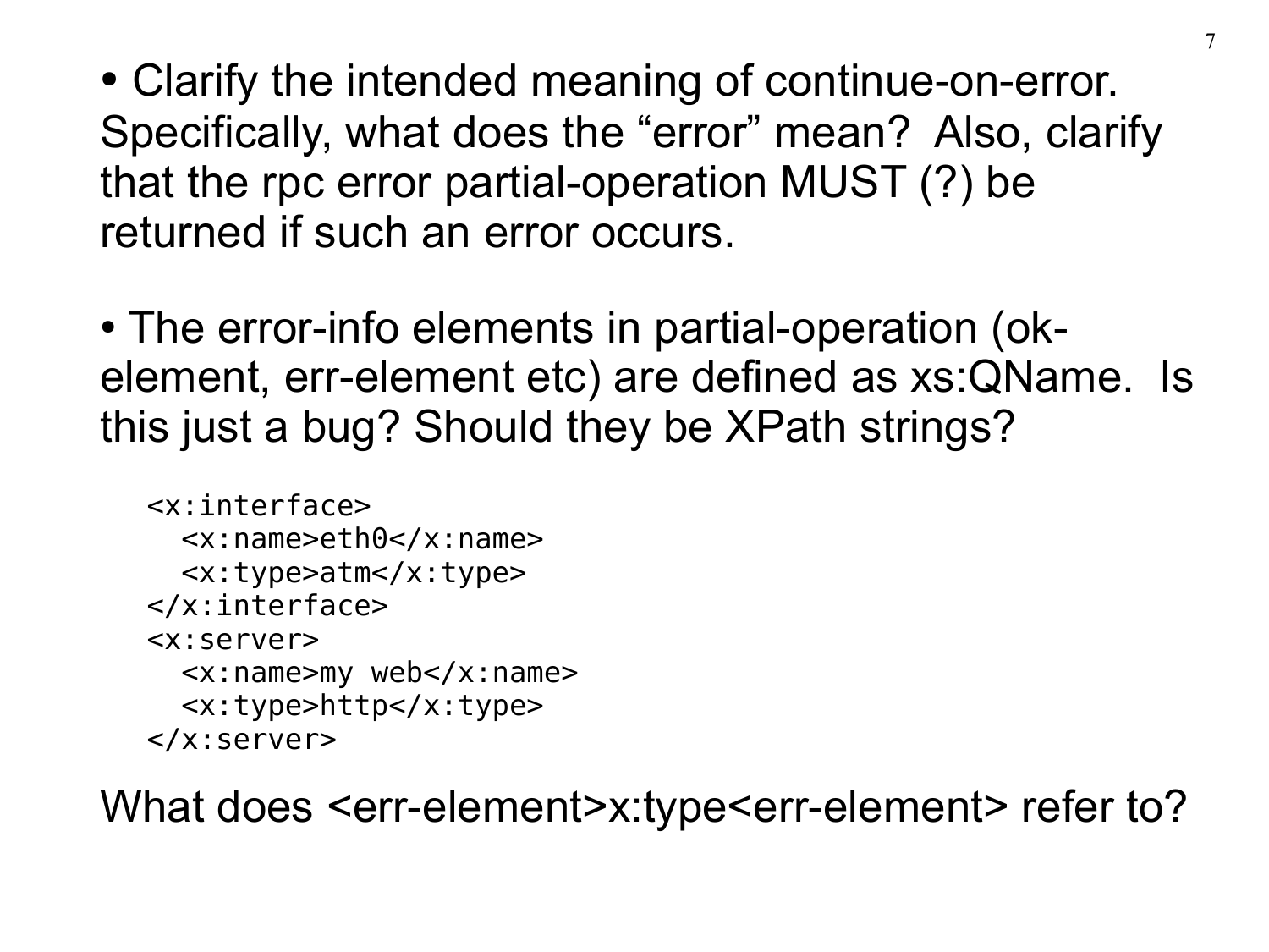- Clarify the intended meaning of continue-on-error. Specifically, what does the “error” mean? Also, clarify that the rpc error partial-operation MUST (?) be returned if such an error occurs.

- The error-info elements in partial-operation (ok-element, err-element etc) are defined as xs:QName. Is this just a bug? Should they be XPath strings?

```
<x:interface>
  <x:name>eth0</x:name>
  <x:type>atm</x:type>
</x:interface>
<x:server>
  <x:name>my web</x:name>
  <x:type>http</x:type>
</x:server>
```

What does <err-element>x:type<err-element> refer to?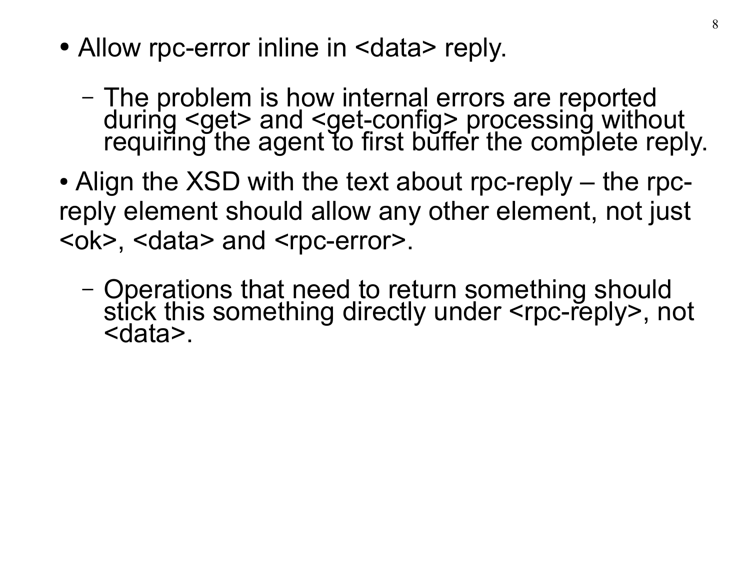- Allow rpc-error inline in <data> reply.
  - The problem is how internal errors are reported during <get> and <get-config> processing without requiring the agent to first buffer the complete reply.

- Align the XSD with the text about rpc-reply – the rpc-reply element should allow any other element, not just <ok>, <data> and <rpc-error>.
  - Operations that need to return something should stick this something directly under <rpc-reply>, not <data>.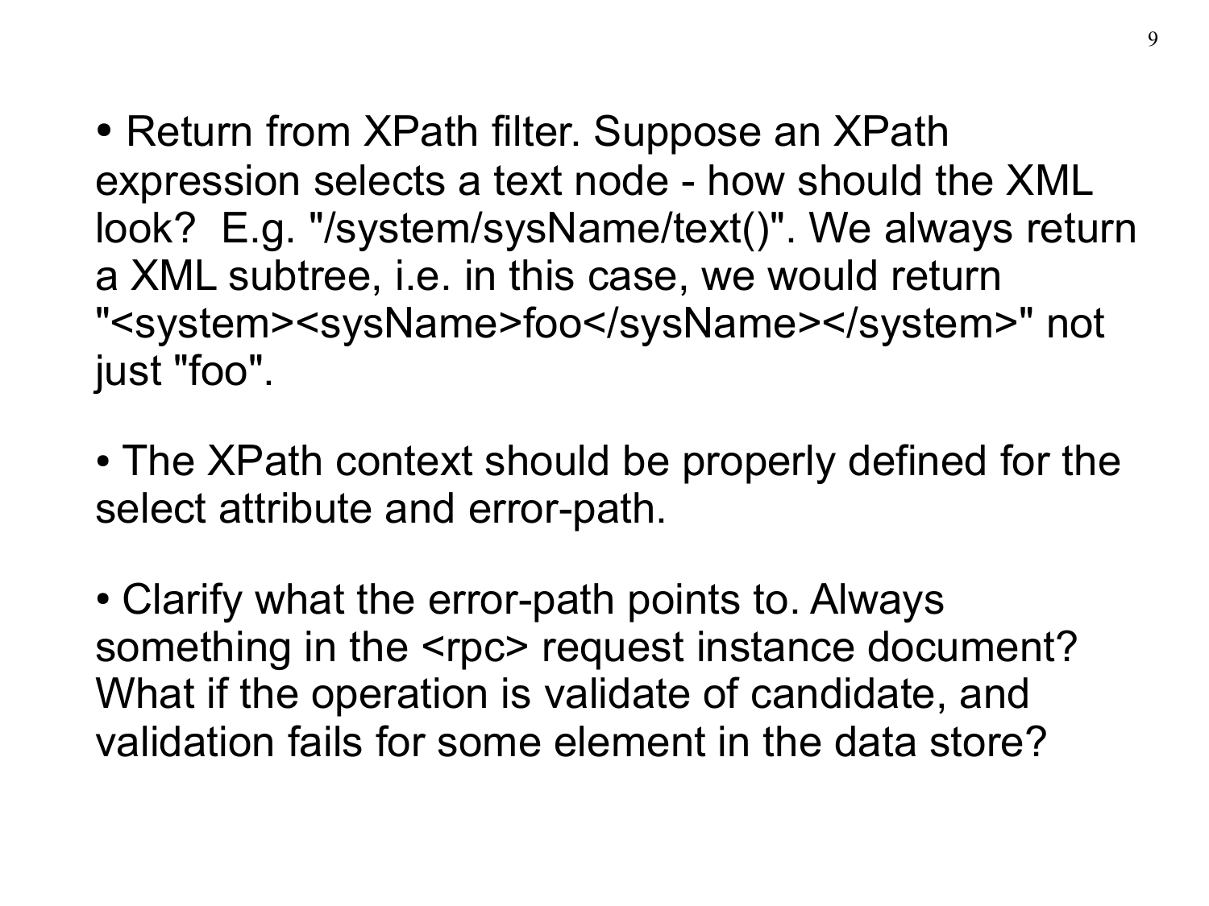- Return from XPath filter. Suppose an XPath expression selects a text node - how should the XML look? E.g. "/system/sysName/text()". We always return a XML subtree, i.e. in this case, we would return "<system><sysName>foo</sysName></system>" not just "foo".

- The XPath context should be properly defined for the select attribute and error-path.

- Clarify what the error-path points to. Always something in the <rpc> request instance document? What if the operation is validate of candidate, and validation fails for some element in the data store?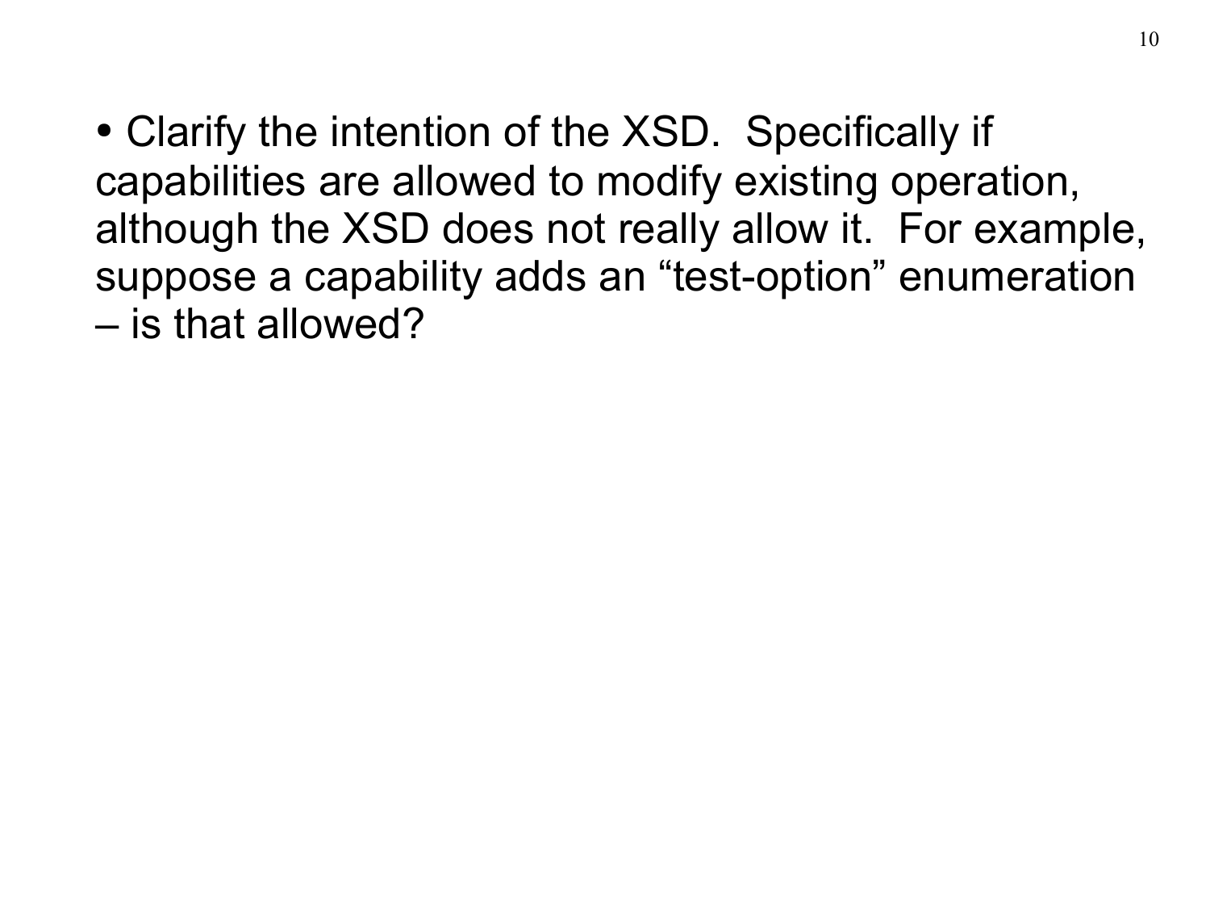- Clarify the intention of the XSD. Specifically if capabilities are allowed to modify existing operation, although the XSD does not really allow it. For example, suppose a capability adds an “test-option” enumeration – is that allowed?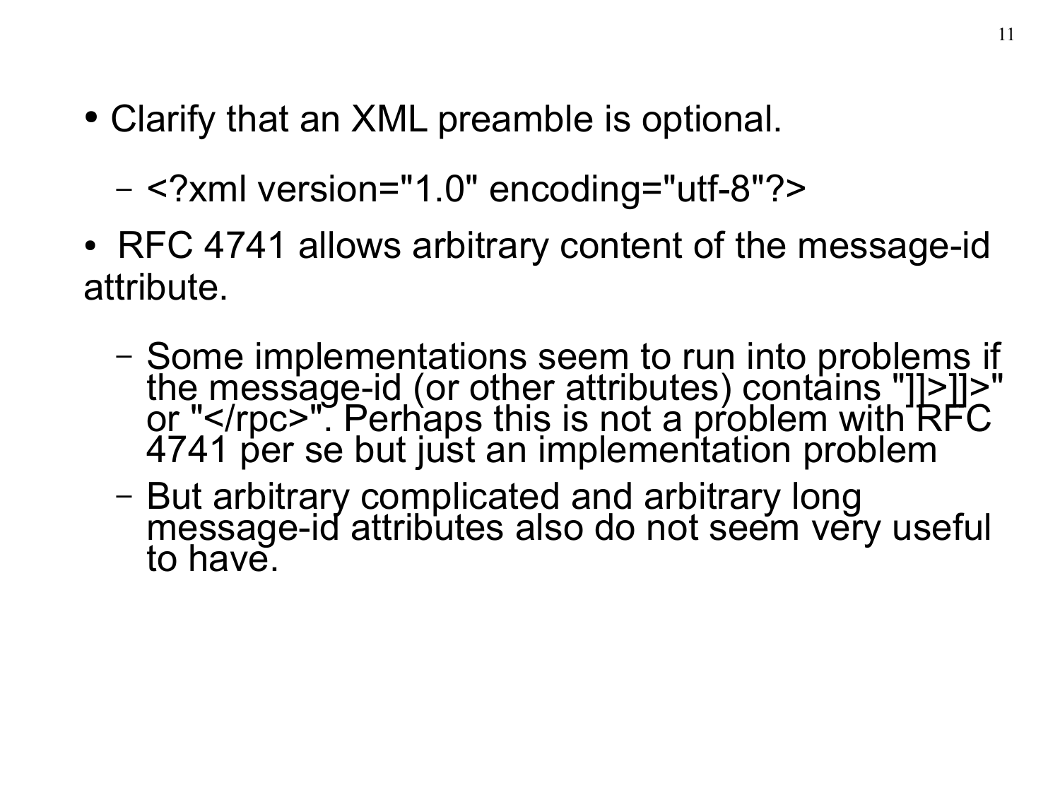- Clarify that an XML preamble is optional.
  - <?xml version="1.0" encoding="utf-8"?>
- RFC 4741 allows arbitrary content of the message-id attribute.
  - Some implementations seem to run into problems if the message-id (or other attributes) contains "]]>]]>" or "</rpc>". Perhaps this is not a problem with RFC 4741 per se but just an implementation problem
  - But arbitrary complicated and arbitrary long message-id attributes also do not seem very useful to have.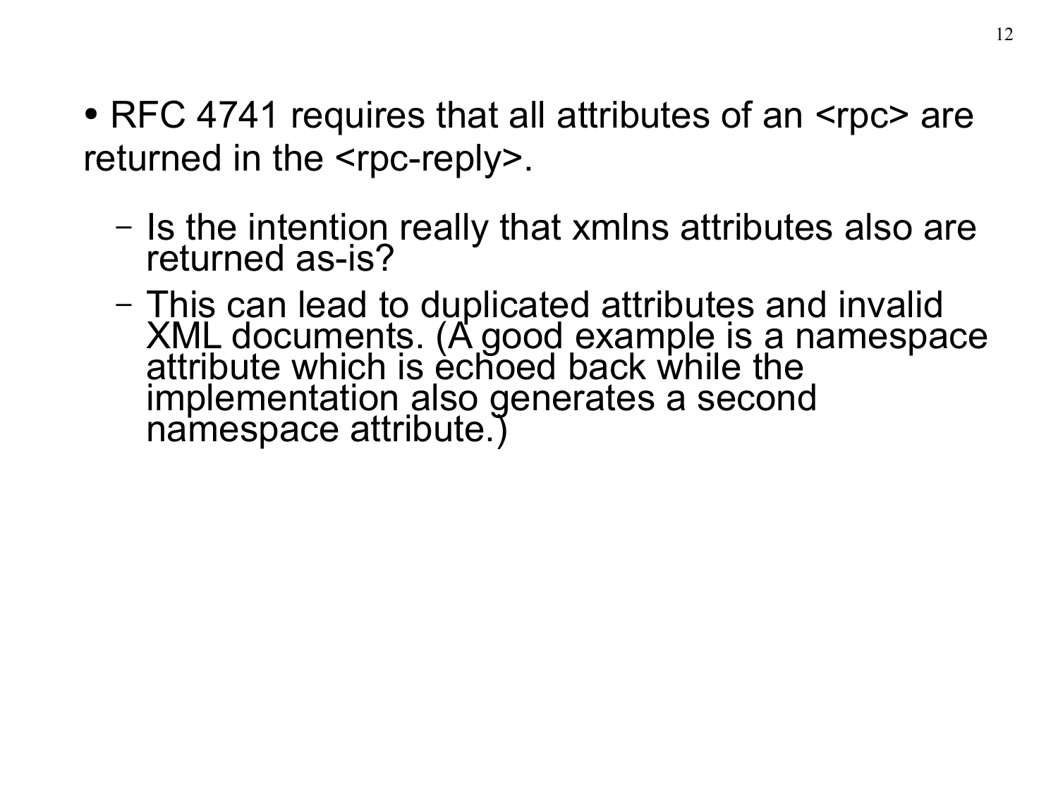- RFC 4741 requires that all attributes of an <rpc> are returned in the <rpc-reply>.
  - Is the intention really that xmlns attributes also are returned as-is?
  - This can lead to duplicated attributes and invalid XML documents. (A good example is a namespace attribute which is echoed back while the implementation also generates a second namespace attribute.)